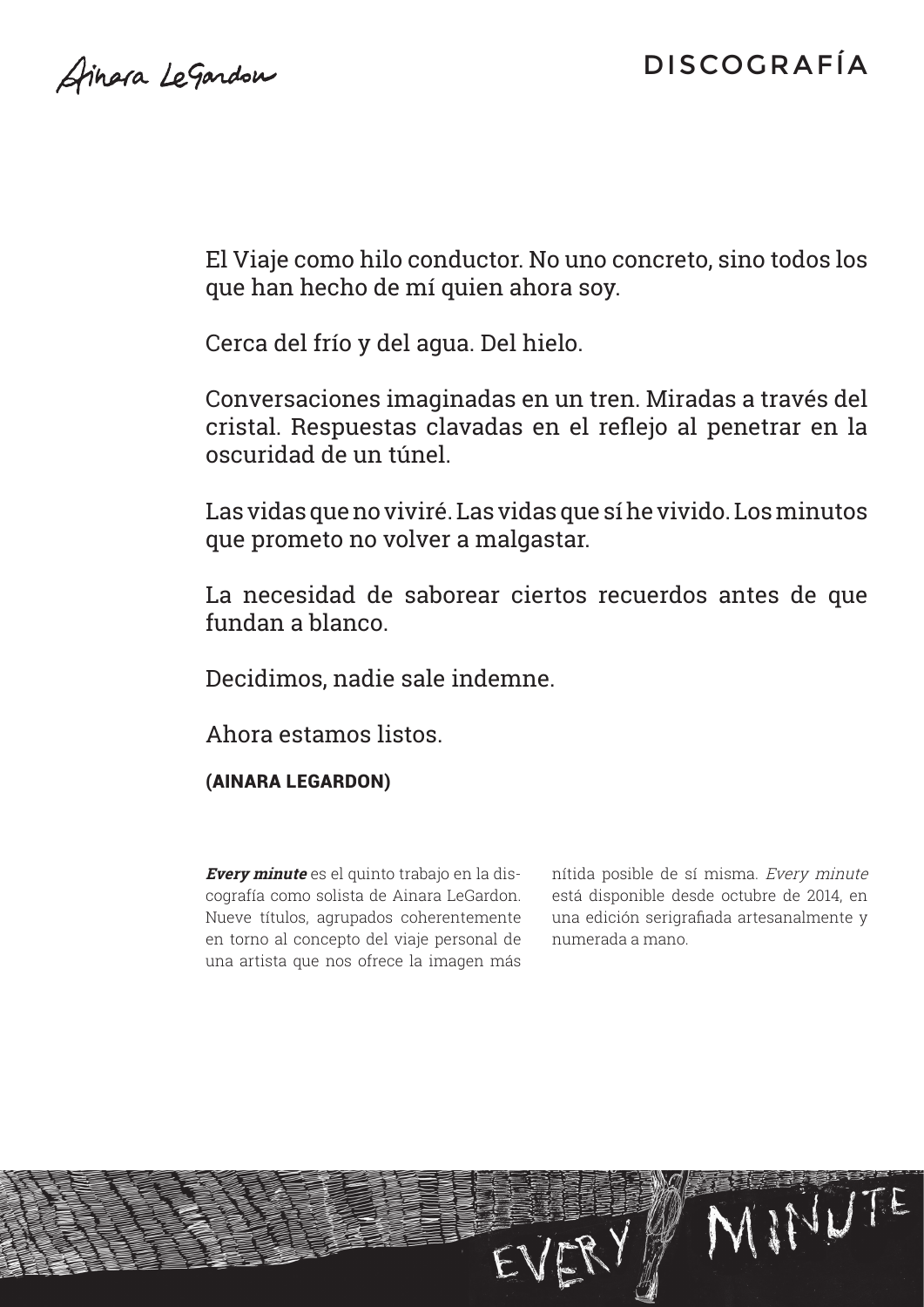# DISCOGRAFÍA

El Viaje como hilo conductor. No uno concreto, sino todos los que han hecho de mí quien ahora soy.

Cerca del frío y del agua. Del hielo.

Conversaciones imaginadas en un tren. Miradas a través del cristal. Respuestas clavadas en el reflejo al penetrar en la oscuridad de un túnel.

Las vidas que no viviré. Las vidas que sí he vivido. Los minutos que prometo no volver a malgastar.

La necesidad de saborear ciertos recuerdos antes de que fundan a blanco.

Decidimos, nadie sale indemne.

Ahora estamos listos.

**(AINARA LEGARDON)**

***Every minute*** es el quinto trabajo en la discografía como solista de Ainara LeGardon. Nueve títulos, agrupados coherentemente en torno al concepto del viaje personal de una artista que nos ofrece la imagen más nítida posible de sí misma. *Every minute* está disponible desde octubre de 2014, en una edición serigrafiada artesanalmente y numerada a mano.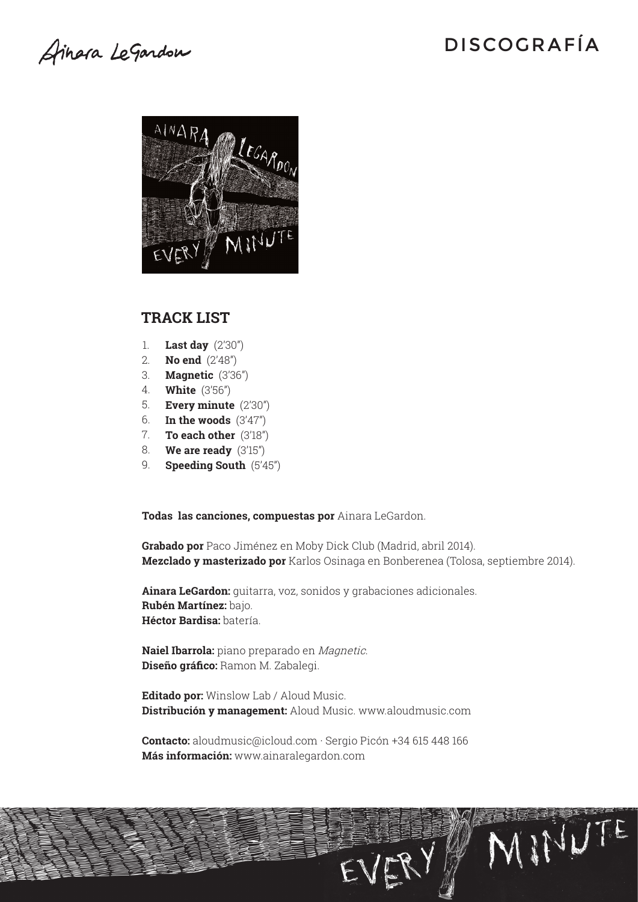# DISCOGRAFÍA

## TRACK LIST

1. **Last day** (2'30")
2. **No end** (2'48")
3. **Magnetic** (3'36")
4. **White** (3'56")
5. **Every minute** (2'30")
6. **In the woods** (3'47")
7. **To each other** (3'18")
8. **We are ready** (3'15")
9. **Speeding South** (5'45")

**Todas las canciones, compuestas por** Ainara LeGardon.

**Grabado por** Paco Jiménez en Moby Dick Club (Madrid, abril 2014).
**Mezclado y masterizado por** Karlos Osinaga en Bonberenea (Tolosa, septiembre 2014).

**Ainara LeGardon:** guitarra, voz, sonidos y grabaciones adicionales.
**Rubén Martínez:** bajo.
**Héctor Bardisa:** batería.

**Naiel Ibarrola:** piano preparado en *Magnetic*.
**Diseño gráfico:** Ramon M. Zabalegi.

**Editado por:** Winslow Lab / Aloud Music.
**Distribución y management:** Aloud Music. www.aloudmusic.com

**Contacto:** aloudmusic@icloud.com · Sergio Picón +34 615 448 166
**Más información:** www.ainaralegardon.com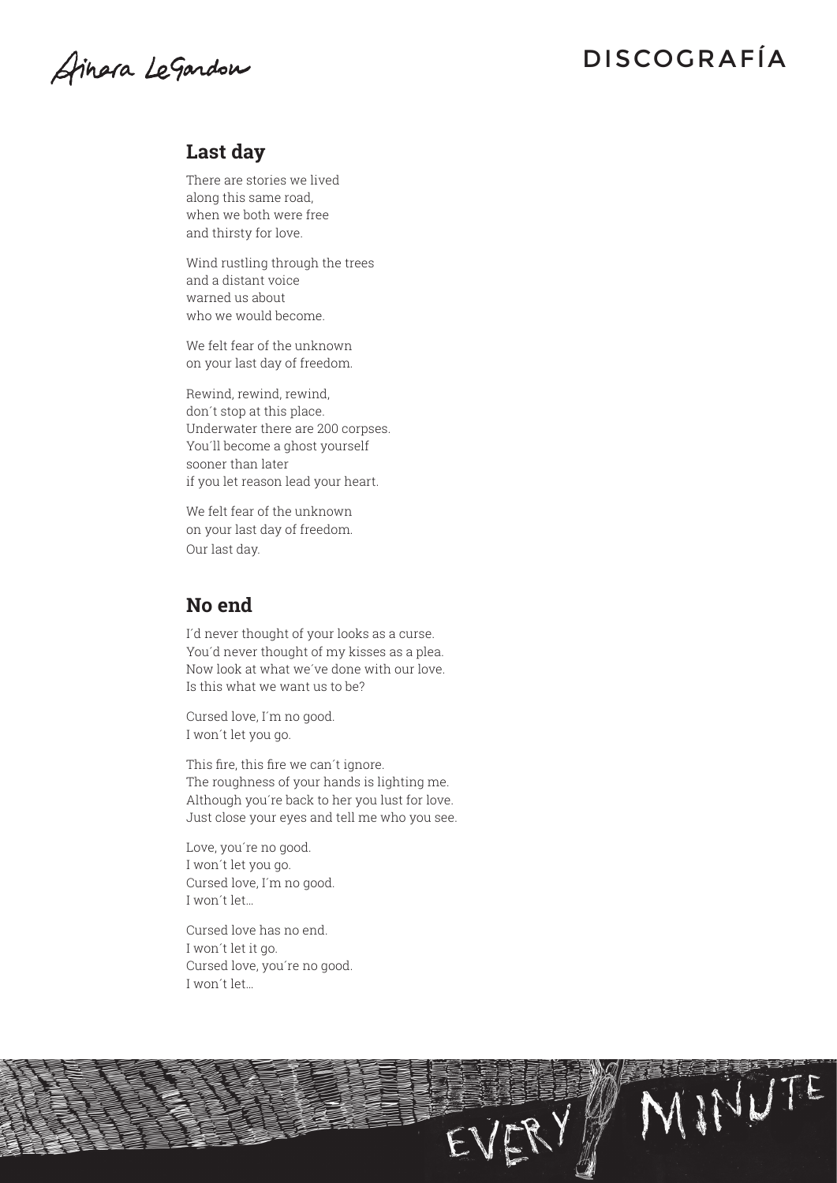## Last day

There are stories we lived
along this same road,
when we both were free
and thirsty for love.

Wind rustling through the trees
and a distant voice
warned us about
who we would become.

We felt fear of the unknown
on your last day of freedom.

Rewind, rewind, rewind,
don´t stop at this place.
Underwater there are 200 corpses.
You´ll become a ghost yourself
sooner than later
if you let reason lead your heart.

We felt fear of the unknown
on your last day of freedom.
Our last day.

## No end

I´d never thought of your looks as a curse.
You´d never thought of my kisses as a plea.
Now look at what we´ve done with our love.
Is this what we want us to be?

Cursed love, I´m no good.
I won´t let you go.

This fire, this fire we can´t ignore.
The roughness of your hands is lighting me.
Although you´re back to her you lust for love.
Just close your eyes and tell me who you see.

Love, you´re no good.
I won´t let you go.
Cursed love, I´m no good.
I won´t let…

Cursed love has no end.
I won´t let it go.
Cursed love, you´re no good.
I won´t let…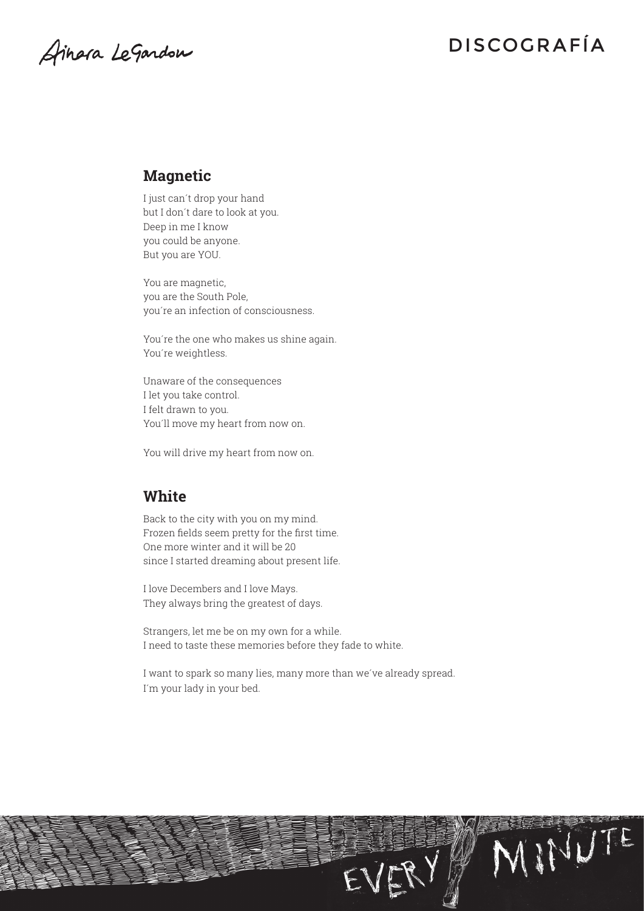## Magnetic

I just can´t drop your hand
but I don´t dare to look at you.
Deep in me I know
you could be anyone.
But you are YOU.

You are magnetic,
you are the South Pole,
you´re an infection of consciousness.

You´re the one who makes us shine again.
You´re weightless.

Unaware of the consequences
I let you take control.
I felt drawn to you.
You´ll move my heart from now on.

You will drive my heart from now on.

## White

Back to the city with you on my mind.
Frozen fields seem pretty for the first time.
One more winter and it will be 20
since I started dreaming about present life.

I love Decembers and I love Mays.
They always bring the greatest of days.

Strangers, let me be on my own for a while.
I need to taste these memories before they fade to white.

I want to spark so many lies, many more than we´ve already spread.
I´m your lady in your bed.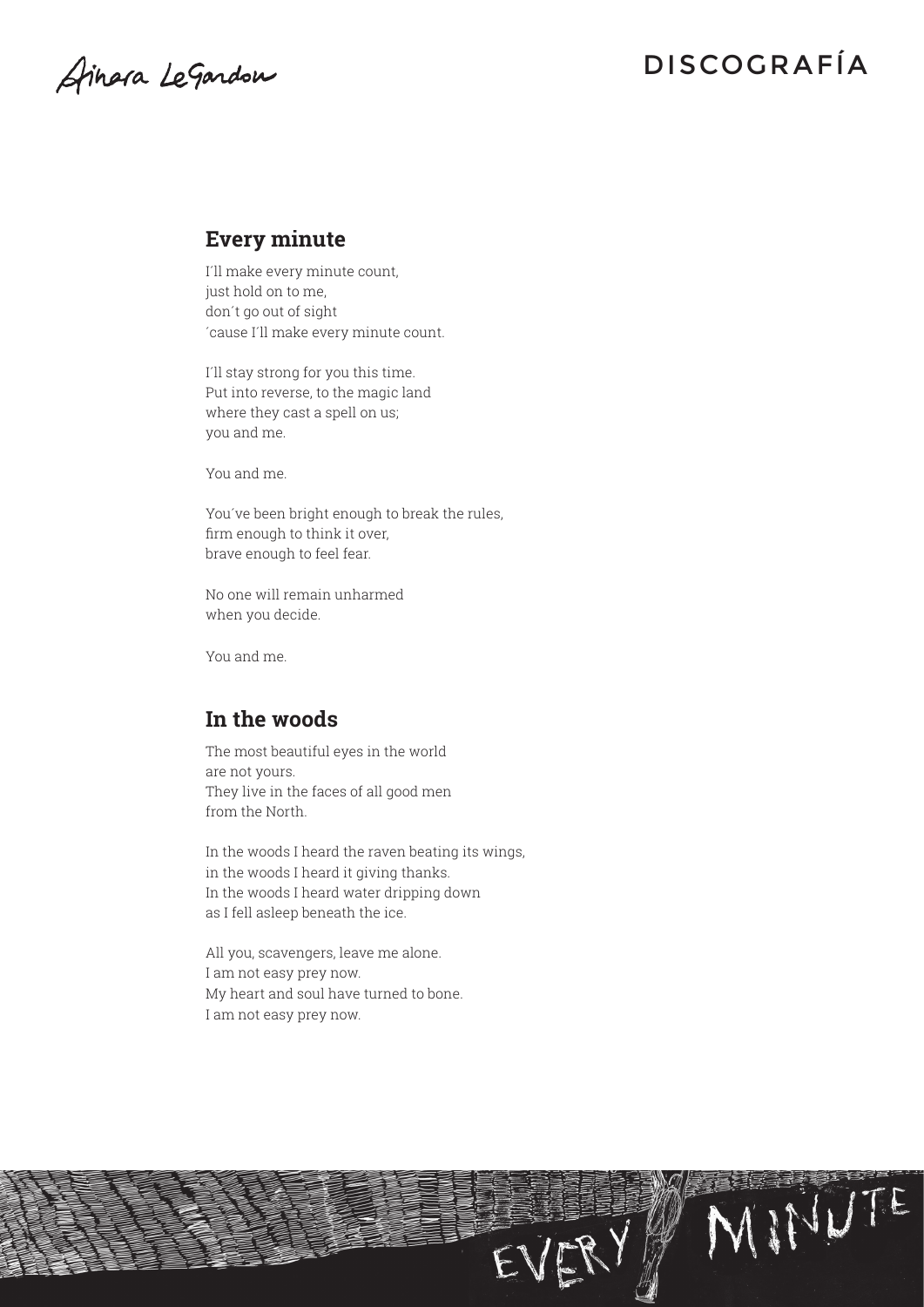## Every minute

I´ll make every minute count,
just hold on to me,
don´t go out of sight
´cause I´ll make every minute count.

I´ll stay strong for you this time.
Put into reverse, to the magic land
where they cast a spell on us;
you and me.

You and me.

You´ve been bright enough to break the rules,
firm enough to think it over,
brave enough to feel fear.

No one will remain unharmed
when you decide.

You and me.

## In the woods

The most beautiful eyes in the world
are not yours.
They live in the faces of all good men
from the North.

In the woods I heard the raven beating its wings,
in the woods I heard it giving thanks.
In the woods I heard water dripping down
as I fell asleep beneath the ice.

All you, scavengers, leave me alone.
I am not easy prey now.
My heart and soul have turned to bone.
I am not easy prey now.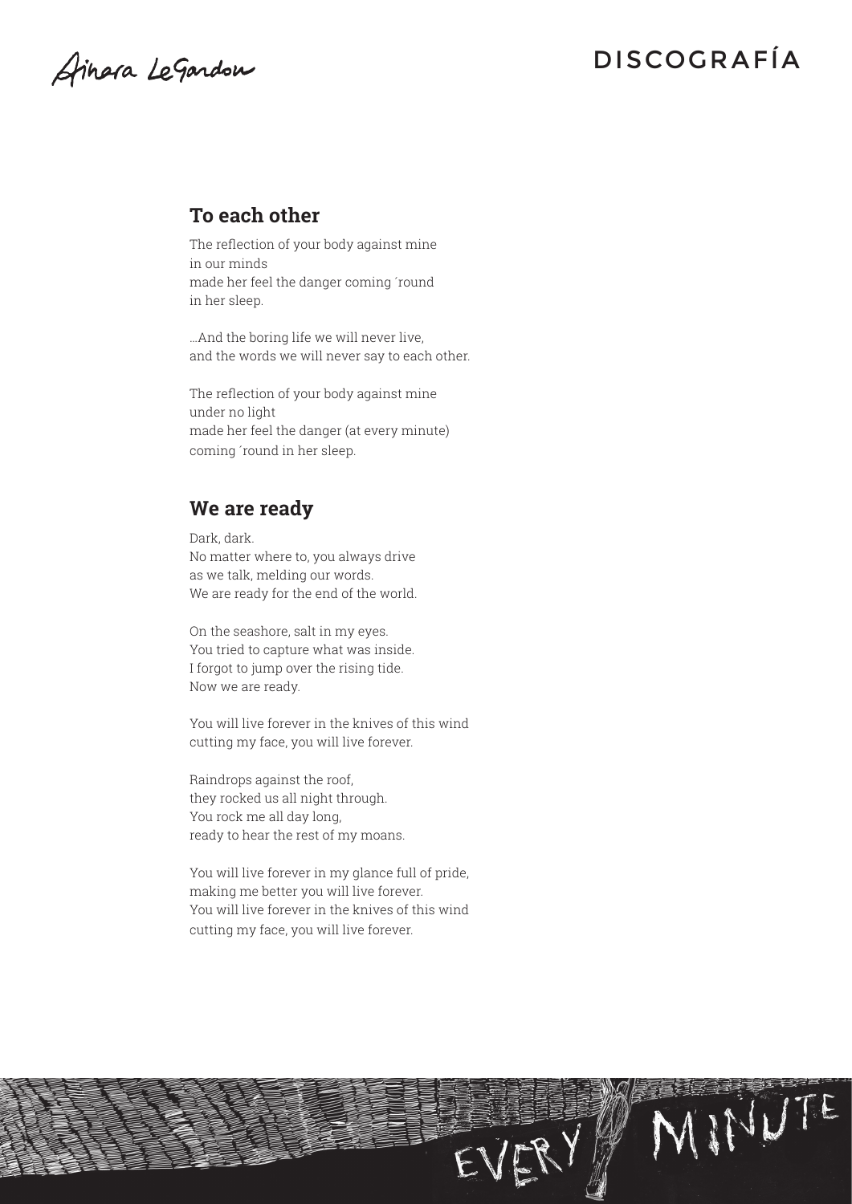## To each other

The reflection of your body against mine
in our minds
made her feel the danger coming ´round
in her sleep.

...And the boring life we will never live,
and the words we will never say to each other.

The reflection of your body against mine
under no light
made her feel the danger (at every minute)
coming ´round in her sleep.

## We are ready

Dark, dark.
No matter where to, you always drive
as we talk, melding our words.
We are ready for the end of the world.

On the seashore, salt in my eyes.
You tried to capture what was inside.
I forgot to jump over the rising tide.
Now we are ready.

You will live forever in the knives of this wind
cutting my face, you will live forever.

Raindrops against the roof,
they rocked us all night through.
You rock me all day long,
ready to hear the rest of my moans.

You will live forever in my glance full of pride,
making me better you will live forever.
You will live forever in the knives of this wind
cutting my face, you will live forever.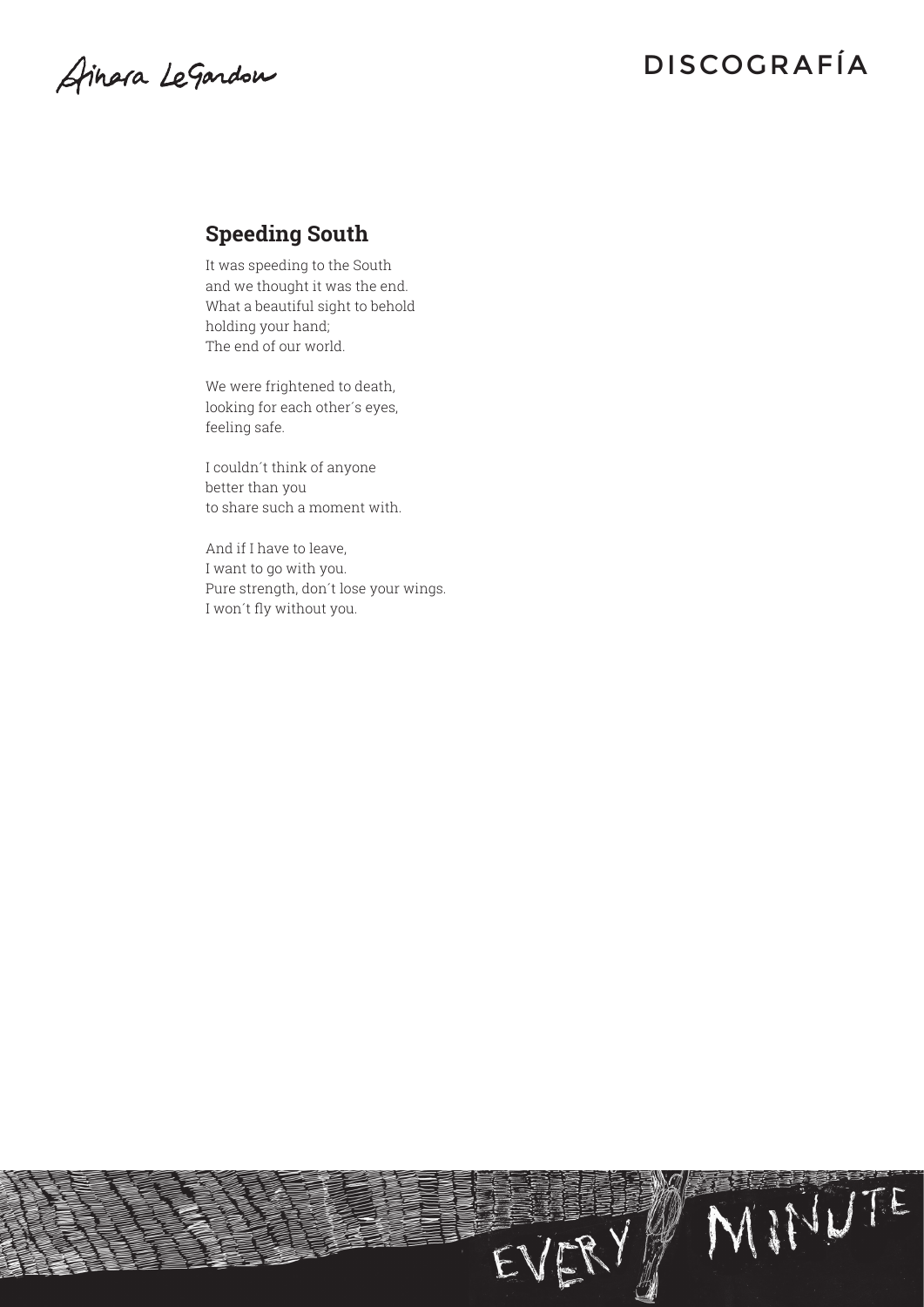## Speeding South

It was speeding to the South
and we thought it was the end.
What a beautiful sight to behold
holding your hand;
The end of our world.

We were frightened to death,
looking for each other´s eyes,
feeling safe.

I couldn´t think of anyone
better than you
to share such a moment with.

And if I have to leave,
I want to go with you.
Pure strength, don´t lose your wings.
I won´t fly without you.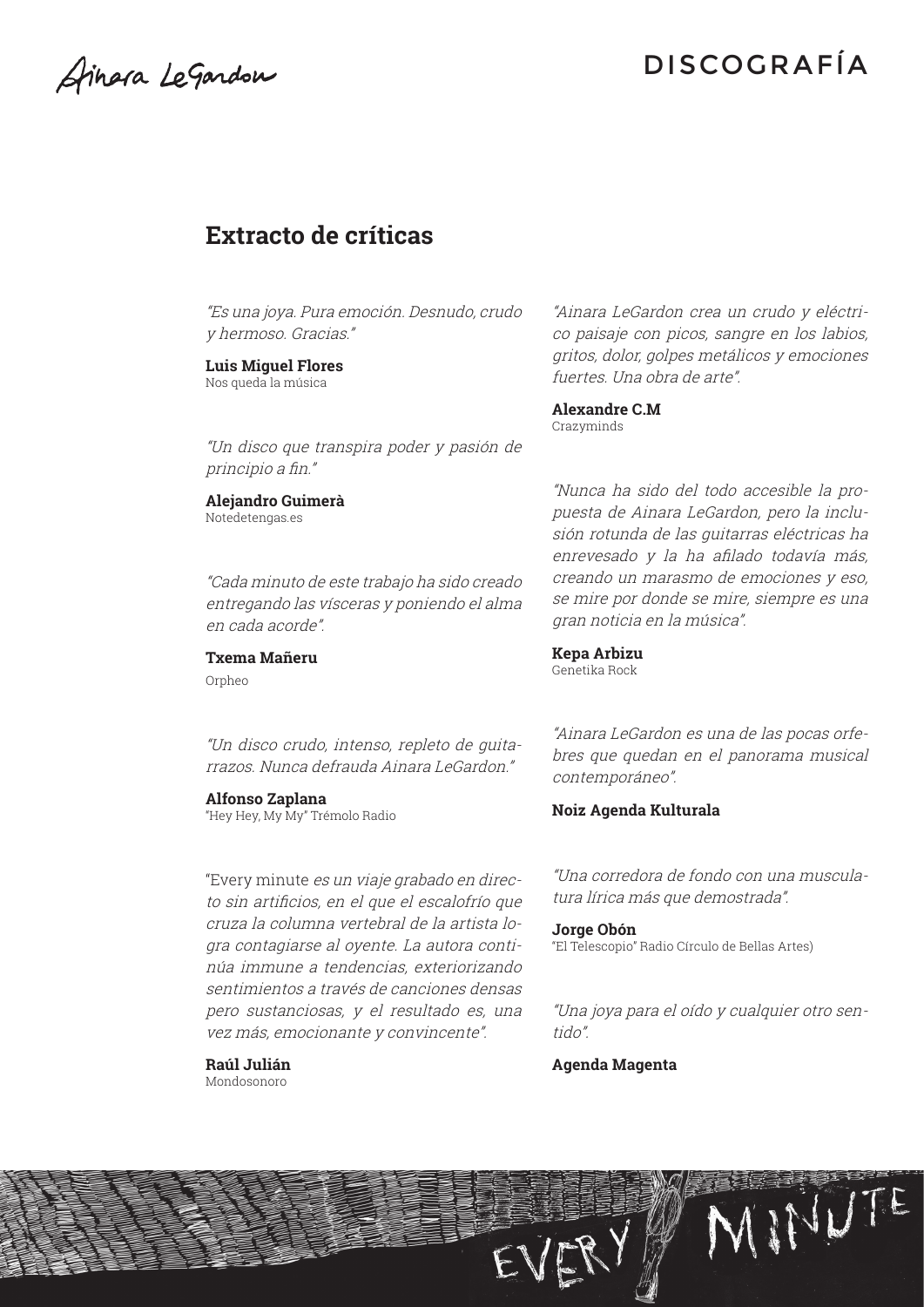## Extracto de críticas

*"Es una joya. Pura emoción. Desnudo, crudo y hermoso. Gracias."*

**Luis Miguel Flores**
Nos queda la música

*"Un disco que transpira poder y pasión de principio a fin."*

**Alejandro Guimerà**
Notedetengas.es

*"Cada minuto de este trabajo ha sido creado entregando las vísceras y poniendo el alma en cada acorde".*

**Txema Mañeru**
Orpheo

*"Un disco crudo, intenso, repleto de guitarrazos. Nunca defrauda Ainara LeGardon."*

**Alfonso Zaplana**
"Hey Hey, My My" Trémolo Radio

"Every minute *es un viaje grabado en directo sin artificios, en el que el escalofrío que cruza la columna vertebral de la artista logra contagiarse al oyente. La autora continúa immune a tendencias, exteriorizando sentimientos a través de canciones densas pero sustanciosas, y el resultado es, una vez más, emocionante y convincente".*

**Raúl Julián**
Mondosonoro

*"Ainara LeGardon crea un crudo y eléctrico paisaje con picos, sangre en los labios, gritos, dolor, golpes metálicos y emociones fuertes. Una obra de arte".*

**Alexandre C.M**
Crazyminds

*"Nunca ha sido del todo accesible la propuesta de Ainara LeGardon, pero la inclusión rotunda de las guitarras eléctricas ha enrevesado y la ha afilado todavía más, creando un marasmo de emociones y eso, se mire por donde se mire, siempre es una gran noticia en la música".*

**Kepa Arbizu**
Genetika Rock

*"Ainara LeGardon es una de las pocas orfebres que quedan en el panorama musical contemporáneo".*

**Noiz Agenda Kulturala**

*"Una corredora de fondo con una musculatura lírica más que demostrada".*

**Jorge Obón**
"El Telescopio" Radio Círculo de Bellas Artes)

*"Una joya para el oído y cualquier otro sentido".*

**Agenda Magenta**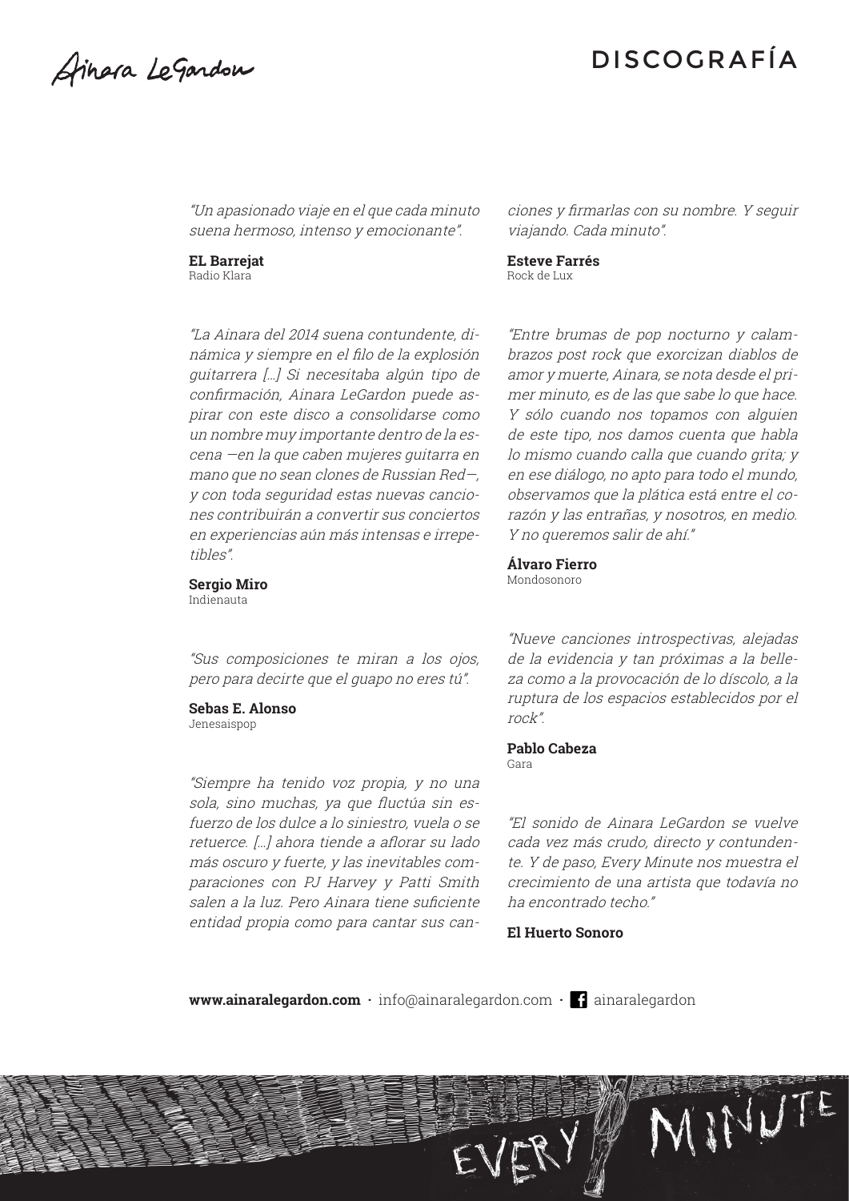# DISCOGRAFÍA

*"Un apasionado viaje en el que cada minuto suena hermoso, intenso y emocionante".*

**EL Barrejat**
Radio Klara

*"La Ainara del 2014 suena contundente, dinámica y siempre en el filo de la explosión guitarrera [...] Si necesitaba algún tipo de confirmación, Ainara LeGardon puede aspirar con este disco a consolidarse como un nombre muy importante dentro de la escena —en la que caben mujeres guitarra en mano que no sean clones de Russian Red—, y con toda seguridad estas nuevas canciones contribuirán a convertir sus conciertos en experiencias aún más intensas e irrepetibles".*

**Sergio Miro**
Indienauta

*"Sus composiciones te miran a los ojos, pero para decirte que el guapo no eres tú".*

**Sebas E. Alonso**
Jenesaispop

*"Siempre ha tenido voz propia, y no una sola, sino muchas, ya que fluctúa sin esfuerzo de los dulce a lo siniestro, vuela o se retuerce. [...] ahora tiende a aflorar su lado más oscuro y fuerte, y las inevitables comparaciones con PJ Harvey y Patti Smith salen a la luz. Pero Ainara tiene suficiente entidad propia como para cantar sus canciones y firmarlas con su nombre. Y seguir viajando. Cada minuto".*

**Esteve Farrés**
Rock de Lux

*"Entre brumas de pop nocturno y calambrazos post rock que exorcizan diablos de amor y muerte, Ainara, se nota desde el primer minuto, es de las que sabe lo que hace. Y sólo cuando nos topamos con alguien de este tipo, nos damos cuenta que habla lo mismo cuando calla que cuando grita; y en ese diálogo, no apto para todo el mundo, observamos que la plática está entre el corazón y las entrañas, y nosotros, en medio. Y no queremos salir de ahí."*

**Álvaro Fierro**
Mondosonoro

*"Nueve canciones introspectivas, alejadas de la evidencia y tan próximas a la belleza como a la provocación de lo díscolo, a la ruptura de los espacios establecidos por el rock".*

**Pablo Cabeza**
Gara

*"El sonido de Ainara LeGardon se vuelve cada vez más crudo, directo y contundente. Y de paso, Every Minute nos muestra el crecimiento de una artista que todavía no ha encontrado techo."*

**El Huerto Sonoro**

**www.ainaralegardon.com** · info@ainaralegardon.com · ainaralegardon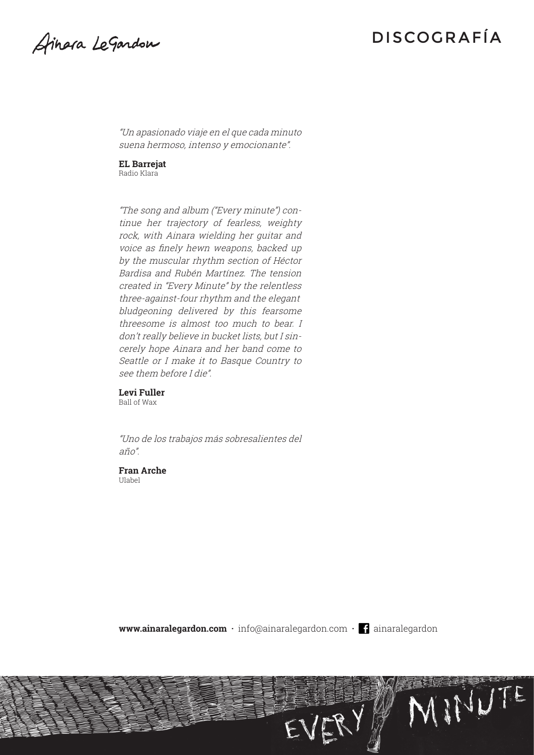# DISCOGRAFÍA

*"Un apasionado viaje en el que cada minuto suena hermoso, intenso y emocionante".*

**EL Barrejat**
Radio Klara

*"The song and album ("Every minute") continue her trajectory of fearless, weighty rock, with Ainara wielding her guitar and voice as finely hewn weapons, backed up by the muscular rhythm section of Héctor Bardisa and Rubén Martínez. The tension created in "Every Minute" by the relentless three-against-four rhythm and the elegant bludgeoning delivered by this fearsome threesome is almost too much to bear. I don't really believe in bucket lists, but I sincerely hope Ainara and her band come to Seattle or I make it to Basque Country to see them before I die".*

**Levi Fuller**
Ball of Wax

*"Uno de los trabajos más sobresalientes del año".*

**Fran Arche**
Ulabel

**www.ainaralegardon.com** · info@ainaralegardon.com · ainaralegardon